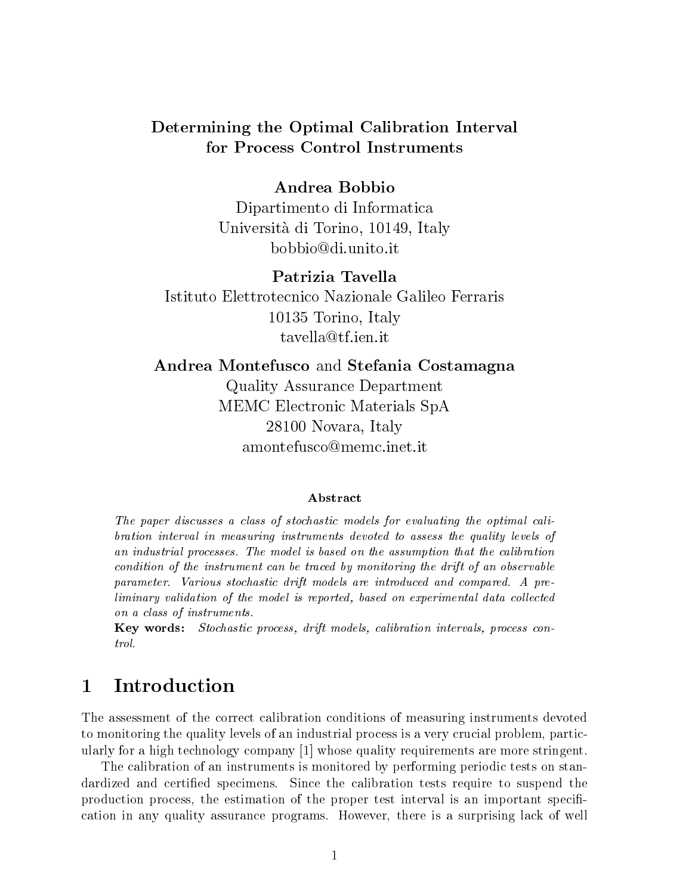# Determining the Optimal Calibration Interval for Process Control Instruments

**Andrea Bobbio**
Dipartimento di Informatica
Università di Torino, 10149, Italy
bobbio@di.unito.it

**Patrizia Tavella**
Istituto Elettrotecnico Nazionale Galileo Ferraris
10135 Torino, Italy
tavella@tf.ien.it

**Andrea Montefusco** and **Stefania Costamagna**
Quality Assurance Department
MEMC Electronic Materials SpA
28100 Novara, Italy
amontefusco@memc.inet.it

### Abstract

*The paper discusses a class of stochastic models for evaluating the optimal calibration interval in measuring instruments devoted to assess the quality levels of an industrial processes. The model is based on the assumption that the calibration condition of the instrument can be traced by monitoring the drift of an observable parameter. Various stochastic drift models are introduced and compared. A preliminary validation of the model is reported, based on experimental data collected on a class of instruments.*

**Key words:** *Stochastic process, drift models, calibration intervals, process control.*

## 1 Introduction

The assessment of the correct calibration conditions of measuring instruments devoted to monitoring the quality levels of an industrial process is a very crucial problem, particularly for a high technology company [1] whose quality requirements are more stringent.

The calibration of an instruments is monitored by performing periodic tests on standardized and certified specimens. Since the calibration tests require to suspend the production process, the estimation of the proper test interval is an important specification in any quality assurance programs. However, there is a surprising lack of well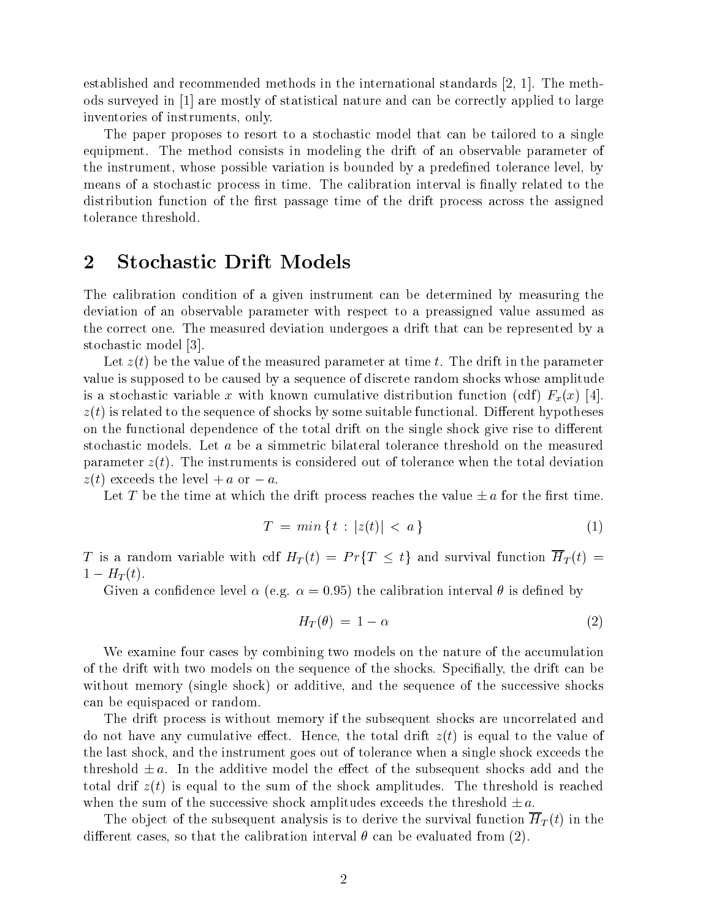established and recommended methods in the international standards [2, 1]. The methods surveyed in [1] are mostly of statistical nature and can be correctly applied to large inventories of instruments, only.

The paper proposes to resort to a stochastic model that can be tailored to a single equipment. The method consists in modeling the drift of an observable parameter of the instrument, whose possible variation is bounded by a predefined tolerance level, by means of a stochastic process in time. The calibration interval is finally related to the distribution function of the first passage time of the drift process across the assigned tolerance threshold.

## 2 Stochastic Drift Models

The calibration condition of a given instrument can be determined by measuring the deviation of an observable parameter with respect to a preassigned value assumed as the correct one. The measured deviation undergoes a drift that can be represented by a stochastic model [3].

Let $z(t)$ be the value of the measured parameter at time $t$. The drift in the parameter value is supposed to be caused by a sequence of discrete random shocks whose amplitude is a stochastic variable $x$ with known cumulative distribution function (cdf) $F_x(x)$ [4]. $z(t)$ is related to the sequence of shocks by some suitable functional. Different hypotheses on the functional dependence of the total drift on the single shock give rise to different stochastic models. Let $a$ be a simmetric bilateral tolerance threshold on the measured parameter $z(t)$. The instruments is considered out of tolerance when the total deviation $z(t)$ exceeds the level $+a$ or $-a$.

Let $T$ be the time at which the drift process reaches the value $\pm a$ for the first time.

$$T = min \{ t : |z(t)| < a \} \tag{1}$$

$T$ is a random variable with cdf $H_T(t) = Pr\{T \le t\}$ and survival function $\overline{H}_T(t) = 1 - H_T(t)$.

Given a confidence level $\alpha$ (e.g. $\alpha = 0.95$) the calibration interval $\theta$ is defined by

$$H_T(\theta) = 1 - \alpha \tag{2}$$

We examine four cases by combining two models on the nature of the accumulation of the drift with two models on the sequence of the shocks. Specifially, the drift can be without memory (single shock) or additive, and the sequence of the successive shocks can be equispaced or random.

The drift process is without memory if the subsequent shocks are uncorrelated and do not have any cumulative effect. Hence, the total drift $z(t)$ is equal to the value of the last shock, and the instrument goes out of tolerance when a single shock exceeds the threshold $\pm a$. In the additive model the effect of the subsequent shocks add and the total drif $z(t)$ is equal to the sum of the shock amplitudes. The threshold is reached when the sum of the successive shock amplitudes exceeds the threshold $\pm a$.

The object of the subsequent analysis is to derive the survival function $\overline{H}_T(t)$ in the different cases, so that the calibration interval $\theta$ can be evaluated from (2).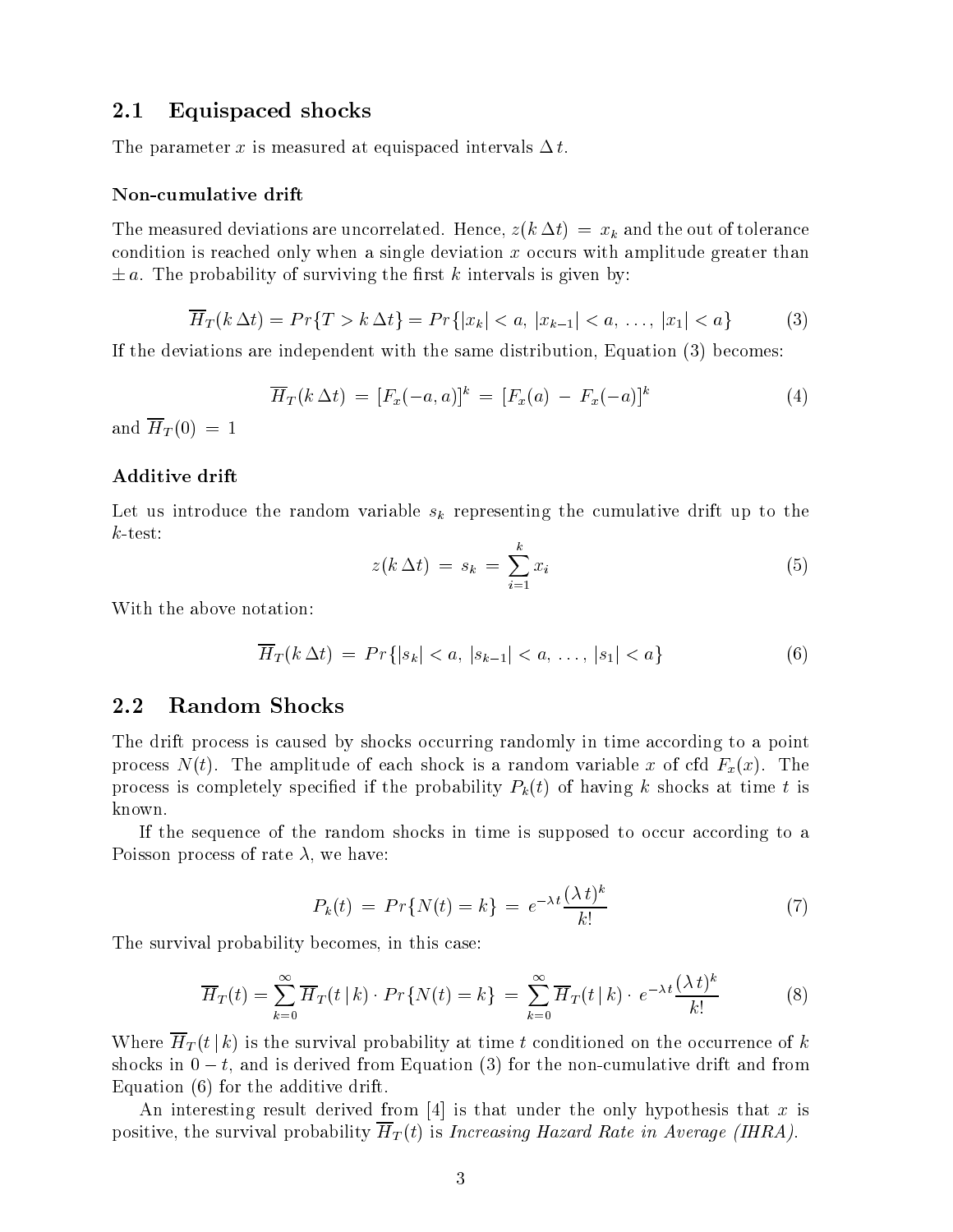## 2.1 Equispaced shocks

The parameter $x$ is measured at equispaced intervals $\Delta t$.

### Non-cumulative drift

The measured deviations are uncorrelated. Hence, $z(k\,\Delta t) = x_k$ and the out of tolerance condition is reached only when a single deviation $x$ occurs with amplitude greater than $\pm a$. The probability of surviving the first $k$ intervals is given by:

$$\overline{H}_T(k\,\Delta t) = Pr\{T > k\,\Delta t\} = Pr\{|x_k| < a,\, |x_{k-1}| < a,\, \ldots,\, |x_1| < a\} \tag{3}$$

If the deviations are independent with the same distribution, Equation (3) becomes:

$$\overline{H}_T(k\,\Delta t) = [F_x(-a, a)]^k = [F_x(a) - F_x(-a)]^k \tag{4}$$

and $\overline{H}_T(0) = 1$

### Additive drift

Let us introduce the random variable $s_k$ representing the cumulative drift up to the $k$-test:

$$z(k\,\Delta t) = s_k = \sum_{i=1}^{k} x_i \tag{5}$$

With the above notation:

$$\overline{H}_T(k\,\Delta t) = Pr\{|s_k| < a,\, |s_{k-1}| < a,\, \ldots,\, |s_1| < a\} \tag{6}$$

## 2.2 Random Shocks

The drift process is caused by shocks occurring randomly in time according to a point process $N(t)$. The amplitude of each shock is a random variable $x$ of cfd $F_x(x)$. The process is completely specified if the probability $P_k(t)$ of having $k$ shocks at time $t$ is known.

If the sequence of the random shocks in time is supposed to occur according to a Poisson process of rate $\lambda$, we have:

$$P_k(t) = Pr\{N(t) = k\} = e^{-\lambda t}\frac{(\lambda\, t)^k}{k!} \tag{7}$$

The survival probability becomes, in this case:

$$\overline{H}_T(t) = \sum_{k=0}^{\infty} \overline{H}_T(t\,|\,k) \cdot Pr\{N(t) = k\} = \sum_{k=0}^{\infty} \overline{H}_T(t\,|\,k) \cdot e^{-\lambda t}\frac{(\lambda\, t)^k}{k!} \tag{8}$$

Where $\overline{H}_T(t\,|\,k)$ is the survival probability at time $t$ conditioned on the occurrence of $k$ shocks in $0 - t$, and is derived from Equation (3) for the non-cumulative drift and from Equation (6) for the additive drift.

An interesting result derived from [4] is that under the only hypothesis that $x$ is positive, the survival probability $\overline{H}_T(t)$ is *Increasing Hazard Rate in Average (IHRA)*.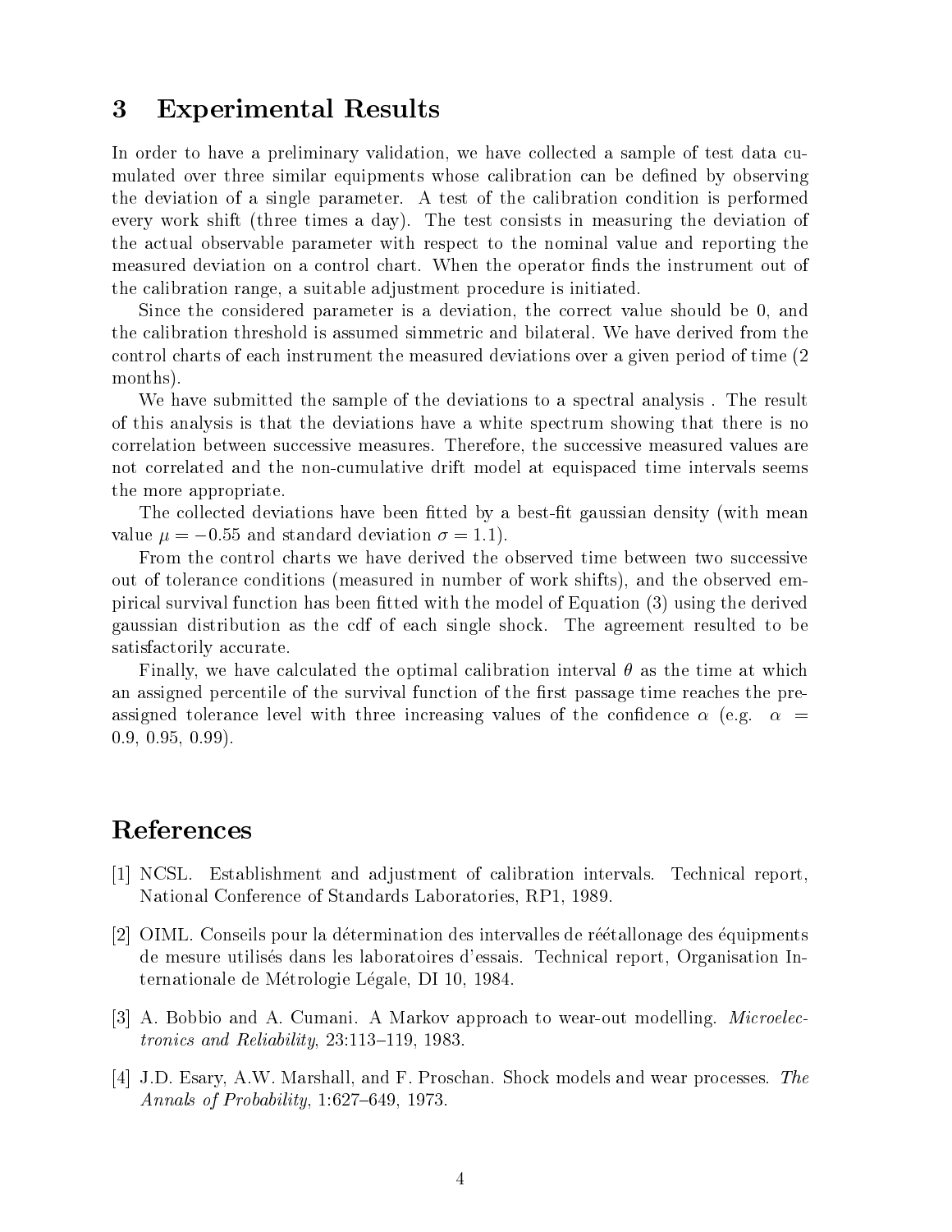## 3 Experimental Results

In order to have a preliminary validation, we have collected a sample of test data cumulated over three similar equipments whose calibration can be defined by observing the deviation of a single parameter. A test of the calibration condition is performed every work shift (three times a day). The test consists in measuring the deviation of the actual observable parameter with respect to the nominal value and reporting the measured deviation on a control chart. When the operator finds the instrument out of the calibration range, a suitable adjustment procedure is initiated.

Since the considered parameter is a deviation, the correct value should be 0, and the calibration threshold is assumed simmetric and bilateral. We have derived from the control charts of each instrument the measured deviations over a given period of time (2 months).

We have submitted the sample of the deviations to a spectral analysis . The result of this analysis is that the deviations have a white spectrum showing that there is no correlation between successive measures. Therefore, the successive measured values are not correlated and the non-cumulative drift model at equispaced time intervals seems the more appropriate.

The collected deviations have been fitted by a best-fit gaussian density (with mean value $\mu = -0.55$ and standard deviation $\sigma = 1.1$).

From the control charts we have derived the observed time between two successive out of tolerance conditions (measured in number of work shifts), and the observed empirical survival function has been fitted with the model of Equation (3) using the derived gaussian distribution as the cdf of each single shock. The agreement resulted to be satisfactorily accurate.

Finally, we have calculated the optimal calibration interval $\theta$ as the time at which an assigned percentile of the survival function of the first passage time reaches the preassigned tolerance level with three increasing values of the confidence $\alpha$ (e.g. $\alpha = 0.9, 0.95, 0.99$).

## References

[1] NCSL. Establishment and adjustment of calibration intervals. Technical report, National Conference of Standards Laboratories, RP1, 1989.

[2] OIML. Conseils pour la détermination des intervalles de réétallonage des équipments de mesure utilisés dans les laboratoires d'essais. Technical report, Organisation Internationale de Métrologie Légale, DI 10, 1984.

[3] A. Bobbio and A. Cumani. A Markov approach to wear-out modelling. *Microelectronics and Reliability*, 23:113–119, 1983.

[4] J.D. Esary, A.W. Marshall, and F. Proschan. Shock models and wear processes. *The Annals of Probability*, 1:627–649, 1973.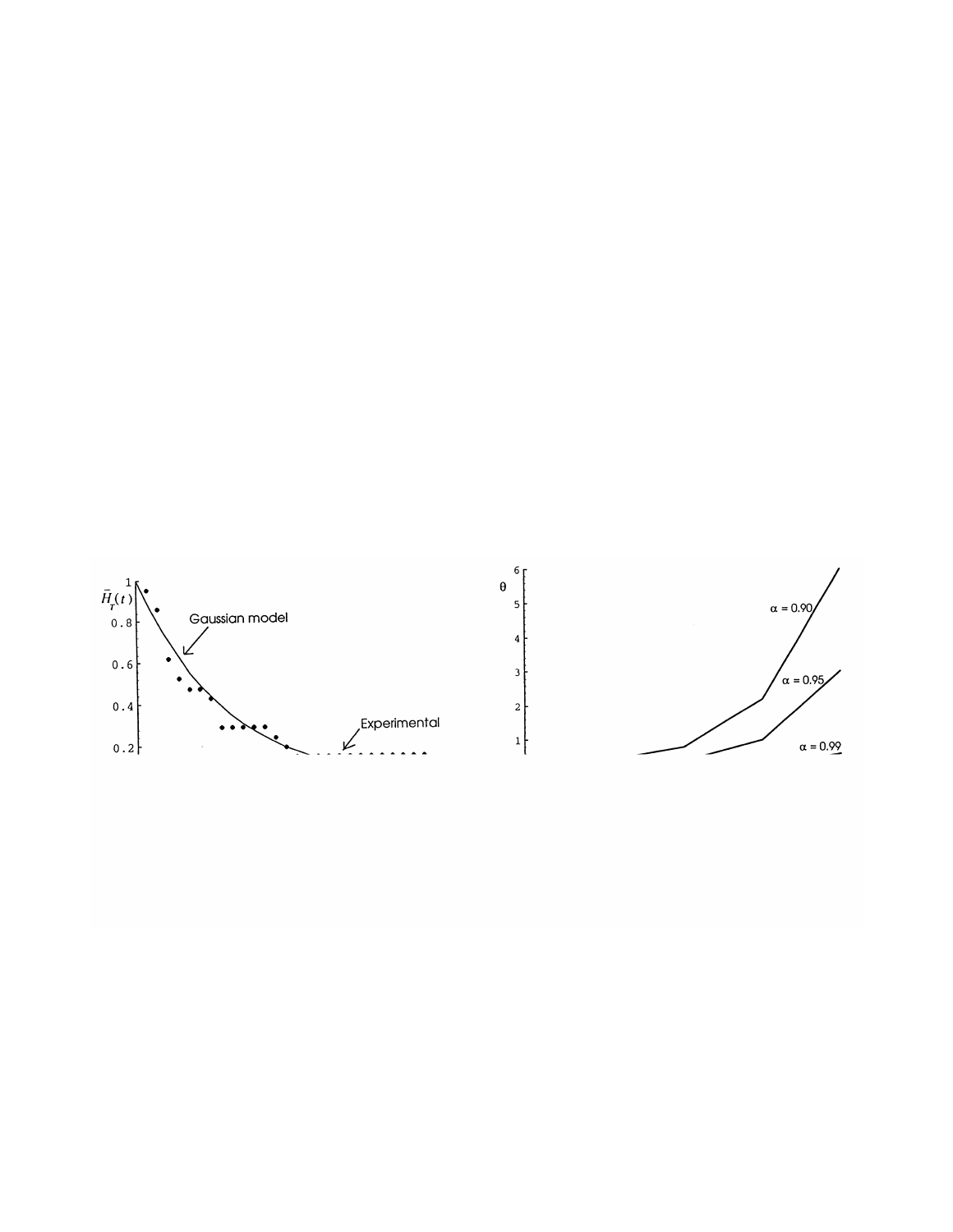1

$\bar{H}_T(t)$

0.8

0.6

0.4

0.2

Gaussian model

Experimental

6

θ

5

4

3

2

1

α = 0.90

α = 0.95

α = 0.99